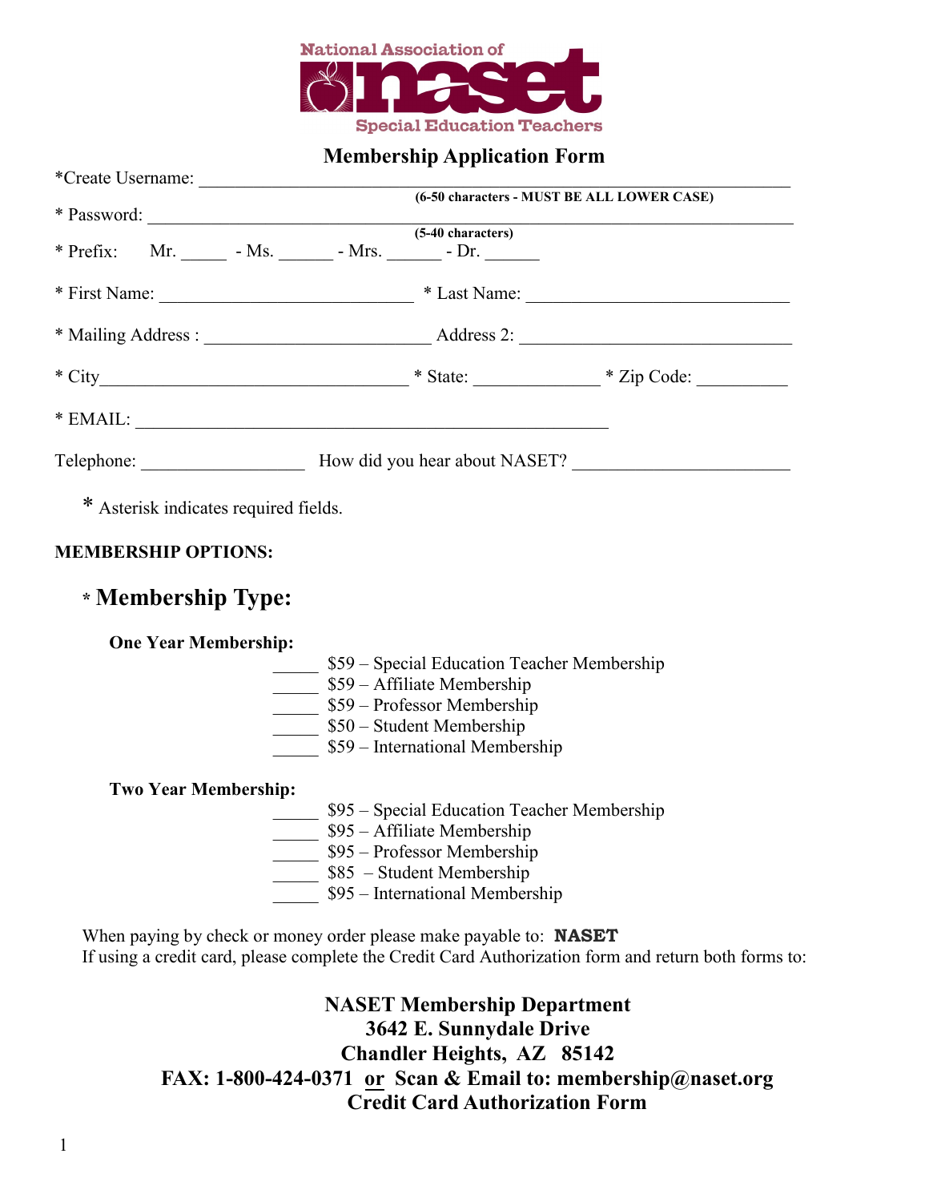National Association of **naset** Special Education Teachers

## Membership Application Form

*Create Username: ______________________________________________
(6-50 characters - MUST BE ALL LOWER CASE)

* Password: ______________________________________________
(5-40 characters)

* Prefix: Mr. _____ - Ms. ______ - Mrs. ______ - Dr. ______

* First Name: ___________________________ * Last Name: ____________________________

* Mailing Address : ________________________ Address 2: ____________________________

* City_________________________________ * State: _____________ * Zip Code: __________

* EMAIL: ___________________________________________________

Telephone: _________________ How did you hear about NASET? ______________________

* Asterisk indicates required fields.

**MEMBERSHIP OPTIONS:**

### * Membership Type:

**One Year Membership:**

_____ $59 – Special Education Teacher Membership
_____ $59 – Affiliate Membership
_____ $59 – Professor Membership
_____ $50 – Student Membership
_____ $59 – International Membership

**Two Year Membership:**

_____ $95 – Special Education Teacher Membership
_____ $95 – Affiliate Membership
_____ $95 – Professor Membership
_____ $85 – Student Membership
_____ $95 – International Membership

When paying by check or money order please make payable to: **NASET**
If using a credit card, please complete the Credit Card Authorization form and return both forms to:

**NASET Membership Department**
**3642 E. Sunnydale Drive**
**Chandler Heights, AZ 85142**
**FAX: 1-800-424-0371 or Scan & Email to: membership@naset.org**
**Credit Card Authorization Form**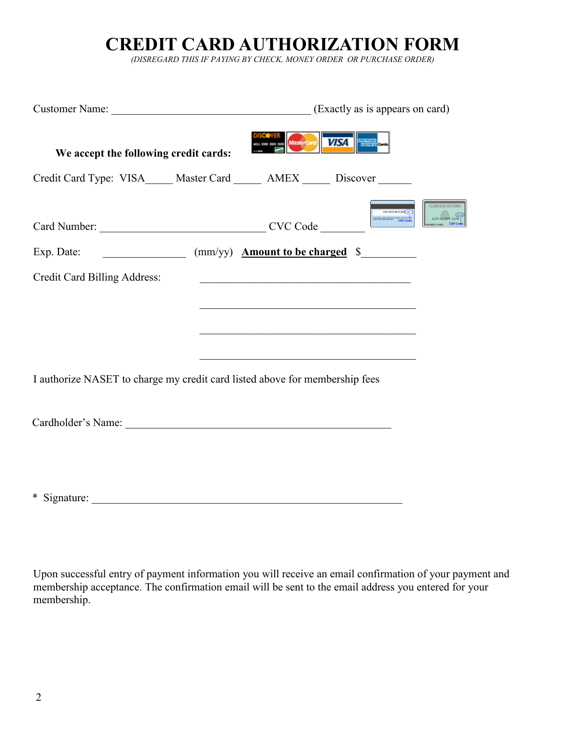# CREDIT CARD AUTHORIZATION FORM

*(DISREGARD THIS IF PAYING BY CHECK, MONEY ORDER OR PURCHASE ORDER)*

Customer Name: ____________________________________ (Exactly as is appears on card)

**We accept the following credit cards:**

Credit Card Type: VISA_____ Master Card _____ AMEX _____ Discover ______

Card Number: ______________________________ CVC Code ________

Exp. Date: _______________ (mm/yy) **Amount to be charged** $__________

Credit Card Billing Address: ________________________________________

________________________________________

________________________________________

________________________________________

I authorize NASET to charge my credit card listed above for membership fees

Cardholder's Name: ________________________________________________

* Signature: __________________________________________________________

Upon successful entry of payment information you will receive an email confirmation of your payment and membership acceptance. The confirmation email will be sent to the email address you entered for your membership.